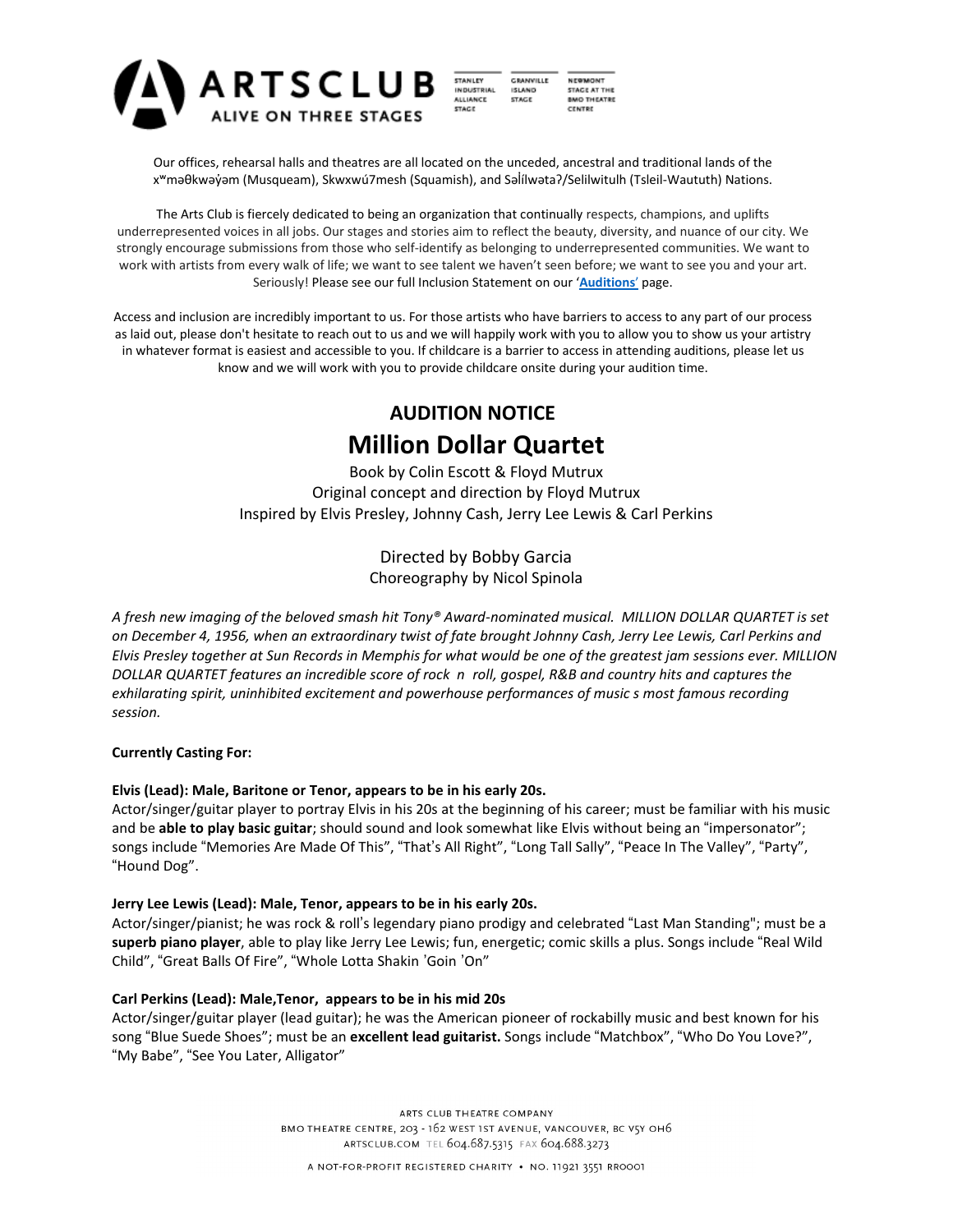ARTSCLUB
ALIVE ON THREE STAGES

STANLEY INDUSTRIAL ALLIANCE STAGE | GRANVILLE ISLAND STAGE | NEWMONT STAGE AT THE BMO THEATRE CENTRE

Our offices, rehearsal halls and theatres are all located on the unceded, ancestral and traditional lands of the xʷməθkʷəy̓əm (Musqueam), Skwxwú7mesh (Squamish), and Səl̓ílwətaʔ/Selilwitulh (Tsleil-Waututh) Nations.

The Arts Club is fiercely dedicated to being an organization that continually respects, champions, and uplifts underrepresented voices in all jobs. Our stages and stories aim to reflect the beauty, diversity, and nuance of our city. We strongly encourage submissions from those who self-identify as belonging to underrepresented communities. We want to work with artists from every walk of life; we want to see talent we haven't seen before; we want to see you and your art. Seriously! Please see our full Inclusion Statement on our '**Auditions**' page.

Access and inclusion are incredibly important to us. For those artists who have barriers to access to any part of our process as laid out, please don't hesitate to reach out to us and we will happily work with you to allow you to show us your artistry in whatever format is easiest and accessible to you. If childcare is a barrier to access in attending auditions, please let us know and we will work with you to provide childcare onsite during your audition time.

## AUDITION NOTICE

# Million Dollar Quartet

Book by Colin Escott & Floyd Mutrux
Original concept and direction by Floyd Mutrux
Inspired by Elvis Presley, Johnny Cash, Jerry Lee Lewis & Carl Perkins

Directed by Bobby Garcia
Choreography by Nicol Spinola

*A fresh new imaging of the beloved smash hit Tony® Award-nominated musical. MILLION DOLLAR QUARTET is set on December 4, 1956, when an extraordinary twist of fate brought Johnny Cash, Jerry Lee Lewis, Carl Perkins and Elvis Presley together at Sun Records in Memphis for what would be one of the greatest jam sessions ever. MILLION DOLLAR QUARTET features an incredible score of rock n roll, gospel, R&B and country hits and captures the exhilarating spirit, uninhibited excitement and powerhouse performances of music s most famous recording session.*

**Currently Casting For:**

**Elvis (Lead): Male, Baritone or Tenor, appears to be in his early 20s.**
Actor/singer/guitar player to portray Elvis in his 20s at the beginning of his career; must be familiar with his music and be **able to play basic guitar**; should sound and look somewhat like Elvis without being an "impersonator"; songs include "Memories Are Made Of This", "That's All Right", "Long Tall Sally", "Peace In The Valley", "Party", "Hound Dog".

**Jerry Lee Lewis (Lead): Male, Tenor, appears to be in his early 20s.**
Actor/singer/pianist; he was rock & roll's legendary piano prodigy and celebrated "Last Man Standing"; must be a **superb piano player**, able to play like Jerry Lee Lewis; fun, energetic; comic skills a plus. Songs include "Real Wild Child", "Great Balls Of Fire", "Whole Lotta Shakin 'Goin 'On"

**Carl Perkins (Lead): Male,Tenor, appears to be in his mid 20s**
Actor/singer/guitar player (lead guitar); he was the American pioneer of rockabilly music and best known for his song "Blue Suede Shoes"; must be an **excellent lead guitarist.** Songs include "Matchbox", "Who Do You Love?", "My Babe", "See You Later, Alligator"

ARTS CLUB THEATRE COMPANY
BMO THEATRE CENTRE, 203 - 162 WEST 1ST AVENUE, VANCOUVER, BC V5Y 0H6
ARTSCLUB.COM TEL 604.687.5315 FAX 604.688.3273
A NOT-FOR-PROFIT REGISTERED CHARITY • NO. 11921 3551 RR0001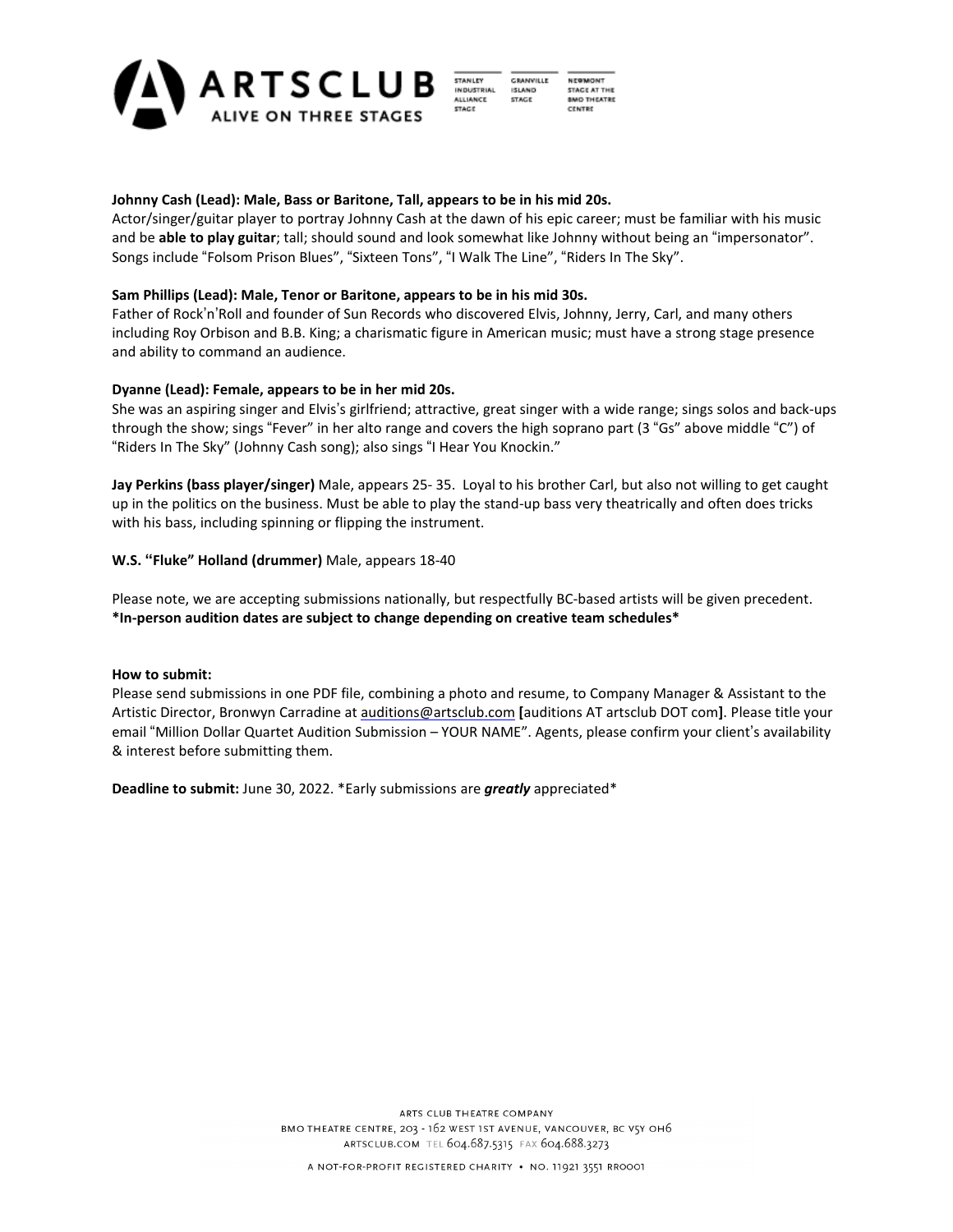**Johnny Cash (Lead): Male, Bass or Baritone, Tall, appears to be in his mid 20s.**
Actor/singer/guitar player to portray Johnny Cash at the dawn of his epic career; must be familiar with his music and be **able to play guitar**; tall; should sound and look somewhat like Johnny without being an "impersonator". Songs include "Folsom Prison Blues", "Sixteen Tons", "I Walk The Line", "Riders In The Sky".

**Sam Phillips (Lead): Male, Tenor or Baritone, appears to be in his mid 30s.**
Father of Rock'n'Roll and founder of Sun Records who discovered Elvis, Johnny, Jerry, Carl, and many others including Roy Orbison and B.B. King; a charismatic figure in American music; must have a strong stage presence and ability to command an audience.

**Dyanne (Lead): Female, appears to be in her mid 20s.**
She was an aspiring singer and Elvis's girlfriend; attractive, great singer with a wide range; sings solos and back-ups through the show; sings "Fever" in her alto range and covers the high soprano part (3 "Gs" above middle "C") of "Riders In The Sky" (Johnny Cash song); also sings "I Hear You Knockin."

**Jay Perkins (bass player/singer)** Male, appears 25- 35. Loyal to his brother Carl, but also not willing to get caught up in the politics on the business. Must be able to play the stand-up bass very theatrically and often does tricks with his bass, including spinning or flipping the instrument.

**W.S. "Fluke" Holland (drummer)** Male, appears 18-40

Please note, we are accepting submissions nationally, but respectfully BC-based artists will be given precedent.
**\*In-person audition dates are subject to change depending on creative team schedules\***

**How to submit:**
Please send submissions in one PDF file, combining a photo and resume, to Company Manager & Assistant to the Artistic Director, Bronwyn Carradine at auditions@artsclub.com **[**auditions AT artsclub DOT com**]**. Please title your email "Million Dollar Quartet Audition Submission – YOUR NAME". Agents, please confirm your client's availability & interest before submitting them.

**Deadline to submit:** June 30, 2022. \*Early submissions are ***greatly*** appreciated\*